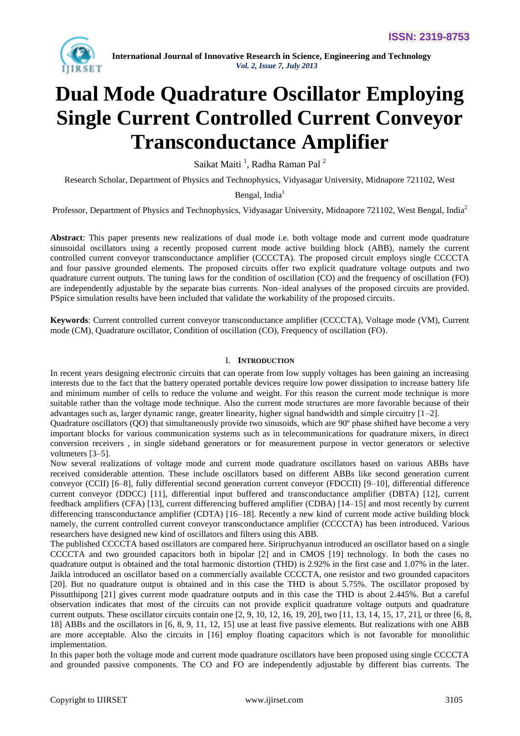# Dual Mode Quadrature Oscillator Employing Single Current Controlled Current Conveyor Transconductance Amplifier

Saikat Maiti [1], Radha Raman Pal [2]

Research Scholar, Department of Physics and Technophysics, Vidyasagar University, Midnapore 721102, West Bengal, India[1]

Professor, Department of Physics and Technophysics, Vidyasagar University, Midnapore 721102, West Bengal, India[2]

**Abstract**: This paper presents new realizations of dual mode i.e. both voltage mode and current mode quadrature sinusoidal oscillators using a recently proposed current mode active building block (ABB), namely the current controlled current conveyor transconductance amplifier (CCCCTA). The proposed circuit employs single CCCCTA and four passive grounded elements. The proposed circuits offer two explicit quadrature voltage outputs and two quadrature current outputs. The tuning laws for the condition of oscillation (CO) and the frequency of oscillation (FO) are independently adjustable by the separate bias currents. Non–ideal analyses of the proposed circuits are provided. PSpice simulation results have been included that validate the workability of the proposed circuits.

**Keywords**: Current controlled current conveyor transconductance amplifier (CCCCTA), Voltage mode (VM), Current mode (CM), Quadrature oscillator, Condition of oscillation (CO), Frequency of oscillation (FO).

## I. Introduction

In recent years designing electronic circuits that can operate from low supply voltages has been gaining an increasing interests due to the fact that the battery operated portable devices require low power dissipation to increase battery life and minimum number of cells to reduce the volume and weight. For this reason the current mode technique is more suitable rather than the voltage mode technique. Also the current mode structures are more favorable because of their advantages such as, larger dynamic range, greater linearity, higher signal bandwidth and simple circuitry [1–2].

Quadrature oscillators (QO) that simultaneously provide two sinusoids, which are 90º phase shifted have become a very important blocks for various communication systems such as in telecommunications for quadrature mixers, in direct conversion receivers , in single sideband generators or for measurement purpose in vector generators or selective voltmeters [3–5].

Now several realizations of voltage mode and current mode quadrature oscillators based on various ABBs have received considerable attention. These include oscillators based on different ABBs like second generation current conveyor (CCII) [6–8], fully differential second generation current conveyor (FDCCII) [9–10], differential difference current conveyor (DDCC) [11], differential input buffered and transconductance amplifier (DBTA) [12], current feedback amplifiers (CFA) [13], current differencing buffered amplifier (CDBA) [14–15] and most recently by current differencing transconductance amplifier (CDTA) [16–18]. Recently a new kind of current mode active building block namely, the current controlled current conveyor transconductance amplifier (CCCCTA) has been introduced. Various researchers have designed new kind of oscillators and filters using this ABB.

The published CCCCTA based oscillators are compared here. Siripruchyanun introduced an oscillator based on a single CCCCTA and two grounded capacitors both in bipolar [2] and in CMOS [19] technology. In both the cases no quadrature output is obtained and the total harmonic distortion (THD) is 2.92% in the first case and 1.07% in the later. Jaikla introduced an oscillator based on a commercially available CCCCTA, one resistor and two grounded capacitors [20]. But no quadrature output is obtained and in this case the THD is about 5.75%. The oscillator proposed by Pissutthipong [21] gives current mode quadrature outputs and in this case the THD is about 2.445%. But a careful observation indicates that most of the circuits can not provide explicit quadrature voltage outputs and quadrature current outputs. These oscillator circuits contain one [2, 9, 10, 12, 16, 19, 20], two [11, 13, 14, 15, 17, 21], or three [6, 8, 18] ABBs and the oscillators in [6, 8, 9, 11, 12, 15] use at least five passive elements. But realizations with one ABB are more acceptable. Also the circuits in [16] employ floating capacitors which is not favorable for monolithic implementation.

In this paper both the voltage mode and current mode quadrature oscillators have been proposed using single CCCCTA and grounded passive components. The CO and FO are independently adjustable by different bias currents. The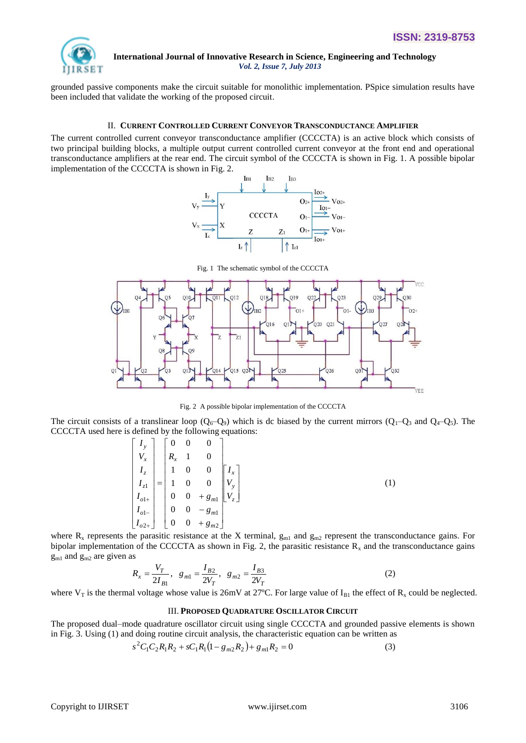grounded passive components make the circuit suitable for monolithic implementation. PSpice simulation results have been included that validate the working of the proposed circuit.

## II. Current Controlled Current Conveyor Transconductance Amplifier

The current controlled current conveyor transconductance amplifier (CCCCTA) is an active block which consists of two principal building blocks, a multiple output current controlled current conveyor at the front end and operational transconductance amplifiers at the rear end. The circuit symbol of the CCCCTA is shown in Fig. 1. A possible bipolar implementation of the CCCCTA is shown in Fig. 2.

Fig. 1 The schematic symbol of the CCCCTA

Fig. 2 A possible bipolar implementation of the CCCCTA

The circuit consists of a translinear loop ($Q_6$–$Q_9$) which is dc biased by the current mirrors ($Q_1$–$Q_3$ and $Q_4$–$Q_5$). The CCCCTA used here is defined by the following equations:

$$\begin{bmatrix} I_y \\ V_x \\ I_z \\ I_{z1} \\ I_{o1+} \\ I_{o1-} \\ I_{o2+} \end{bmatrix} = \begin{bmatrix} 0 & 0 & 0 \\ R_x & 1 & 0 \\ 1 & 0 & 0 \\ 1 & 0 & 0 \\ 0 & 0 & +g_{m1} \\ 0 & 0 & -g_{m1} \\ 0 & 0 & +g_{m2} \end{bmatrix} \begin{bmatrix} I_x \\ V_y \\ V_z \end{bmatrix} \tag{1}$$

where $R_x$ represents the parasitic resistance at the X terminal, $g_{m1}$ and $g_{m2}$ represent the transconductance gains. For bipolar implementation of the CCCCTA as shown in Fig. 2, the parasitic resistance $R_x$ and the transconductance gains $g_{m1}$ and $g_{m2}$ are given as

$$R_x = \frac{V_T}{2I_{B1}}, \quad g_{m1} = \frac{I_{B2}}{2V_T}, \quad g_{m2} = \frac{I_{B3}}{2V_T} \tag{2}$$

where $V_T$ is the thermal voltage whose value is 26mV at 27°C. For large value of $I_{B1}$ the effect of $R_x$ could be neglected.

## III. Proposed Quadrature Oscillator Circuit

The proposed dual–mode quadrature oscillator circuit using single CCCCTA and grounded passive elements is shown in Fig. 3. Using (1) and doing routine circuit analysis, the characteristic equation can be written as

$$s^2 C_1 C_2 R_1 R_2 + sC_1 R_1 (1 - g_{m2} R_2) + g_{m1} R_2 = 0 \tag{3}$$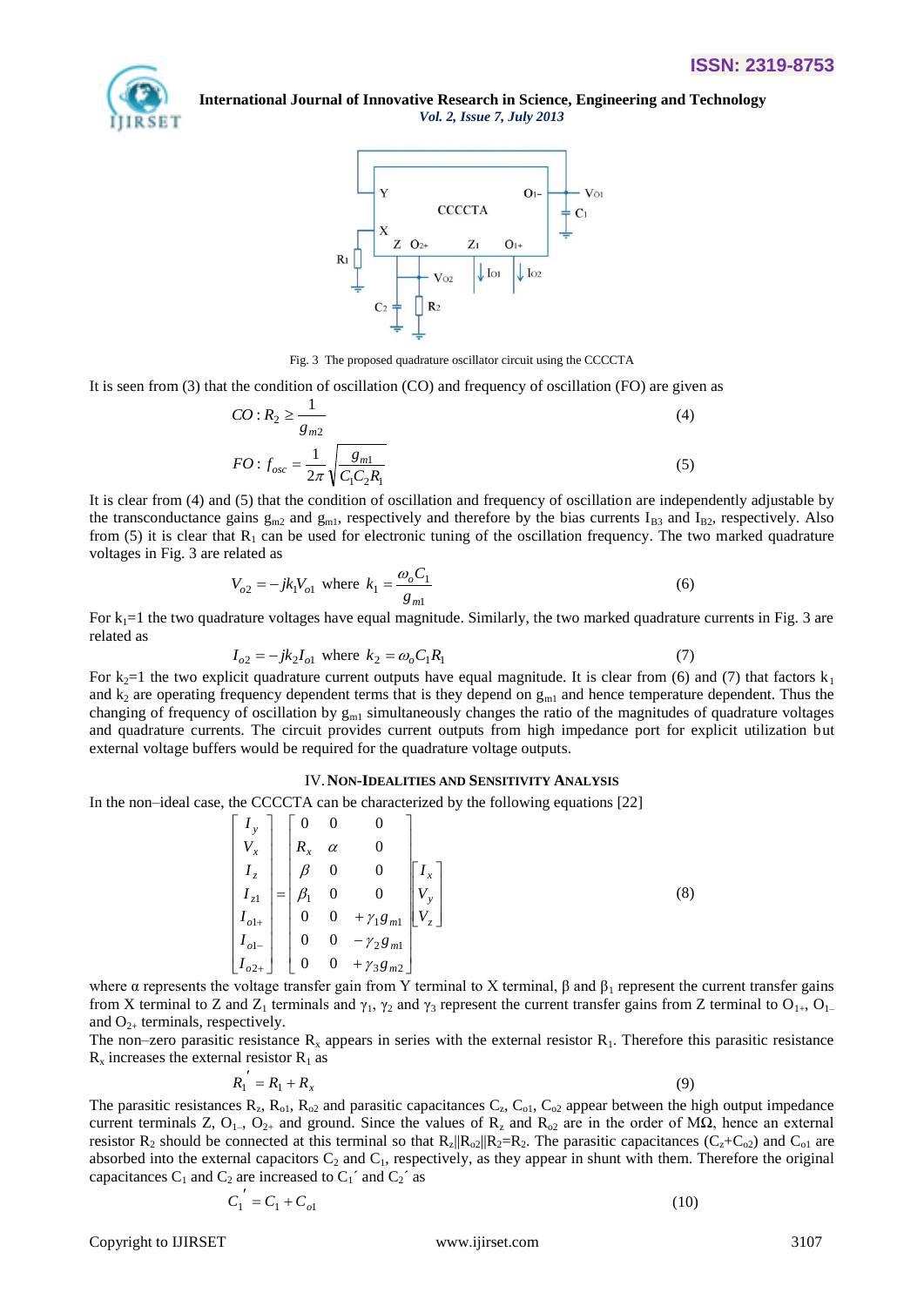Fig. 3 The proposed quadrature oscillator circuit using the CCCCTA

It is seen from (3) that the condition of oscillation (CO) and frequency of oscillation (FO) are given as

$$CO: R_2 \geq \frac{1}{g_{m2}} \tag{4}$$

$$FO: f_{osc} = \frac{1}{2\pi}\sqrt{\frac{g_{m1}}{C_1 C_2 R_1}} \tag{5}$$

It is clear from (4) and (5) that the condition of oscillation and frequency of oscillation are independently adjustable by the transconductance gains $g_{m2}$ and $g_{m1}$, respectively and therefore by the bias currents $I_{B3}$ and $I_{B2}$, respectively. Also from (5) it is clear that $R_1$ can be used for electronic tuning of the oscillation frequency. The two marked quadrature voltages in Fig. 3 are related as

$$V_{o2} = -jk_1 V_{o1} \text{ where } k_1 = \frac{\omega_o C_1}{g_{m1}} \tag{6}$$

For $k_1$=1 the two quadrature voltages have equal magnitude. Similarly, the two marked quadrature currents in Fig. 3 are related as

$$I_{o2} = -jk_2 I_{o1} \text{ where } k_2 = \omega_o C_1 R_1 \tag{7}$$

For $k_2$=1 the two explicit quadrature current outputs have equal magnitude. It is clear from (6) and (7) that factors $k_1$ and $k_2$ are operating frequency dependent terms that is they depend on $g_{m1}$ and hence temperature dependent. Thus the changing of frequency of oscillation by $g_{m1}$ simultaneously changes the ratio of the magnitudes of quadrature voltages and quadrature currents. The circuit provides current outputs from high impedance port for explicit utilization but external voltage buffers would be required for the quadrature voltage outputs.

## IV. Non-Idealities and Sensitivity Analysis

In the non–ideal case, the CCCCTA can be characterized by the following equations [22]

$$\begin{bmatrix} I_y \\ V_x \\ I_z \\ I_{z1} \\ I_{o1+} \\ I_{o1-} \\ I_{o2+} \end{bmatrix} = \begin{bmatrix} 0 & 0 & 0 \\ R_x & \alpha & 0 \\ \beta & 0 & 0 \\ \beta_1 & 0 & 0 \\ 0 & 0 & +\gamma_1 g_{m1} \\ 0 & 0 & -\gamma_2 g_{m1} \\ 0 & 0 & +\gamma_3 g_{m2} \end{bmatrix} \begin{bmatrix} I_x \\ V_y \\ V_z \end{bmatrix} \tag{8}$$

where α represents the voltage transfer gain from Y terminal to X terminal, β and $\beta_1$ represent the current transfer gains from X terminal to Z and $Z_1$ terminals and $\gamma_1$, $\gamma_2$ and $\gamma_3$ represent the current transfer gains from Z terminal to $O_{1+}$, $O_{1-}$ and $O_{2+}$ terminals, respectively.

The non–zero parasitic resistance $R_x$ appears in series with the external resistor $R_1$. Therefore this parasitic resistance $R_x$ increases the external resistor $R_1$ as

$$R_1' = R_1 + R_x \tag{9}$$

The parasitic resistances $R_z$, $R_{o1}$, $R_{o2}$ and parasitic capacitances $C_z$, $C_{o1}$, $C_{o2}$ appear between the high output impedance current terminals Z, $O_{1-}$, $O_{2+}$ and ground. Since the values of $R_z$ and $R_{o2}$ are in the order of MΩ, hence an external resistor $R_2$ should be connected at this terminal so that $R_z||R_{o2}||R_2$=$R_2$. The parasitic capacitances ($C_z$+$C_{o2}$) and $C_{o1}$ are absorbed into the external capacitors $C_2$ and $C_1$, respectively, as they appear in shunt with them. Therefore the original capacitances $C_1$ and $C_2$ are increased to $C_1'$ and $C_2'$ as

$$C_1' = C_1 + C_{o1} \tag{10}$$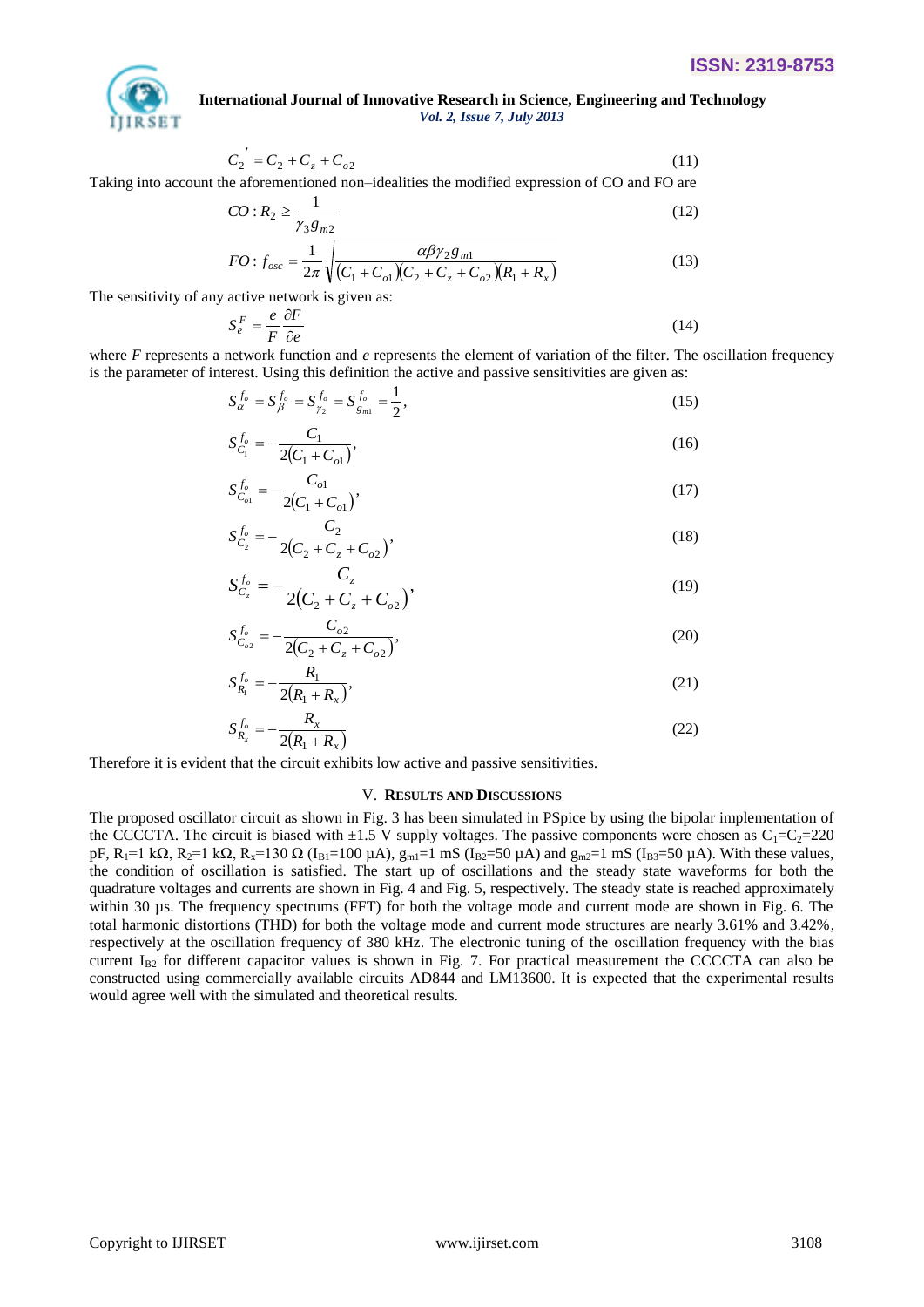$$C_2{}' = C_2 + C_z + C_{o2} \tag{11}$$

Taking into account the aforementioned non–idealities the modified expression of CO and FO are

$$CO : R_2 \geq \frac{1}{\gamma_3 g_{m2}} \tag{12}$$

$$FO : f_{osc} = \frac{1}{2\pi}\sqrt{\frac{\alpha\beta\gamma_2 g_{m1}}{(C_1 + C_{o1})(C_2 + C_z + C_{o2})(R_1 + R_x)}} \tag{13}$$

The sensitivity of any active network is given as:

$$S_e^F = \frac{e}{F}\frac{\partial F}{\partial e} \tag{14}$$

where *F* represents a network function and *e* represents the element of variation of the filter. The oscillation frequency is the parameter of interest. Using this definition the active and passive sensitivities are given as:

$$S_{\alpha}^{f_o} = S_{\beta}^{f_o} = S_{\gamma_2}^{f_o} = S_{g_{m1}}^{f_o} = \frac{1}{2}, \tag{15}$$

$$S_{C_1}^{f_o} = -\frac{C_1}{2(C_1 + C_{o1})}, \tag{16}$$

$$S_{C_{o1}}^{f_o} = -\frac{C_{o1}}{2(C_1 + C_{o1})}, \tag{17}$$

$$S_{C_2}^{f_o} = -\frac{C_2}{2(C_2 + C_z + C_{o2})}, \tag{18}$$

$$S_{C_z}^{f_o} = -\frac{C_z}{2(C_2 + C_z + C_{o2})}, \tag{19}$$

$$S_{C_{o2}}^{f_o} = -\frac{C_{o2}}{2(C_2 + C_z + C_{o2})}, \tag{20}$$

$$S_{R_1}^{f_o} = -\frac{R_1}{2(R_1 + R_x)}, \tag{21}$$

$$S_{R_x}^{f_o} = -\frac{R_x}{2(R_1 + R_x)} \tag{22}$$

Therefore it is evident that the circuit exhibits low active and passive sensitivities.

## V. Results and Discussions

The proposed oscillator circuit as shown in Fig. 3 has been simulated in PSpice by using the bipolar implementation of the CCCCTA. The circuit is biased with ±1.5 V supply voltages. The passive components were chosen as $C_1$=$C_2$=220 pF, $R_1$=1 kΩ, $R_2$=1 kΩ, $R_x$=130 Ω ($I_{B1}$=100 μA), $g_{m1}$=1 mS ($I_{B2}$=50 μA) and $g_{m2}$=1 mS ($I_{B3}$=50 μA). With these values, the condition of oscillation is satisfied. The start up of oscillations and the steady state waveforms for both the quadrature voltages and currents are shown in Fig. 4 and Fig. 5, respectively. The steady state is reached approximately within 30 μs. The frequency spectrums (FFT) for both the voltage mode and current mode are shown in Fig. 6. The total harmonic distortions (THD) for both the voltage mode and current mode structures are nearly 3.61% and 3.42%, respectively at the oscillation frequency of 380 kHz. The electronic tuning of the oscillation frequency with the bias current $I_{B2}$ for different capacitor values is shown in Fig. 7. For practical measurement the CCCCTA can also be constructed using commercially available circuits AD844 and LM13600. It is expected that the experimental results would agree well with the simulated and theoretical results.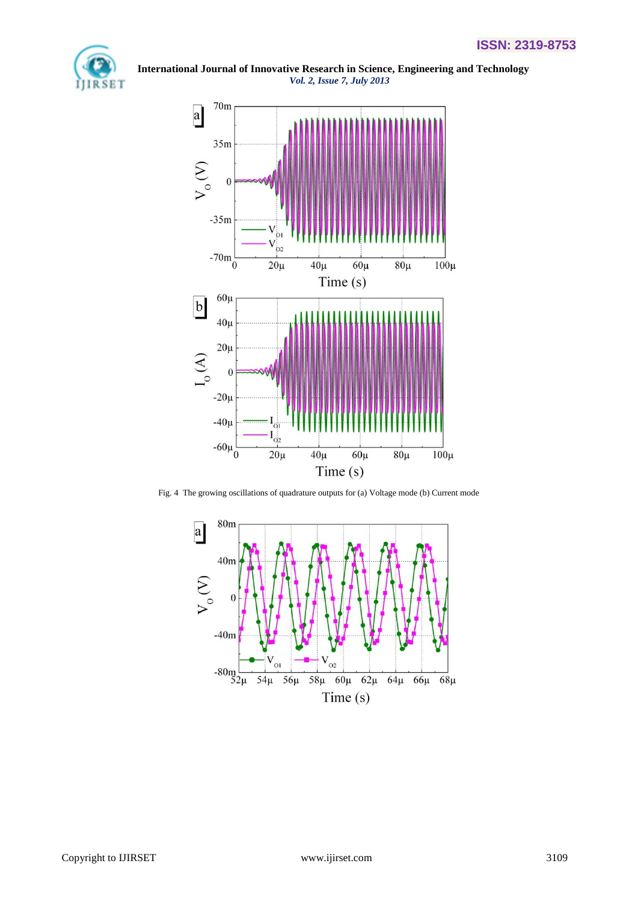Fig. 4  The growing oscillations of quadrature outputs for (a) Voltage mode (b) Current mode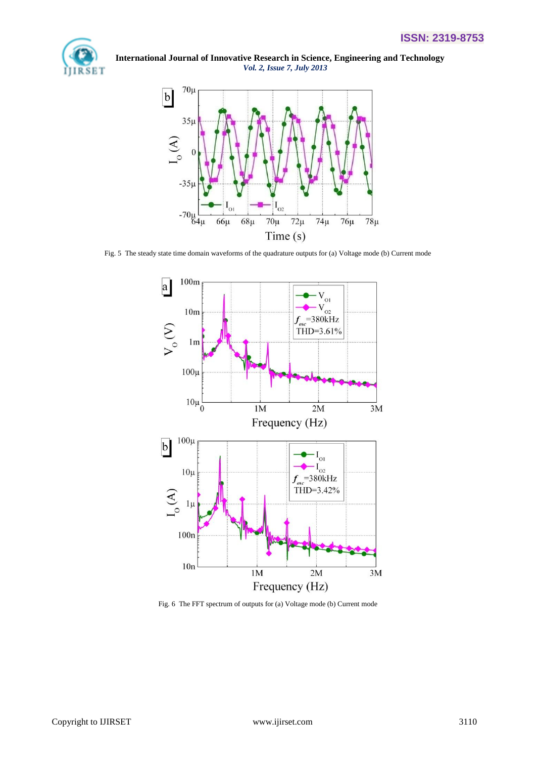Fig. 5 The steady state time domain waveforms of the quadrature outputs for (a) Voltage mode (b) Current mode

Fig. 6 The FFT spectrum of outputs for (a) Voltage mode (b) Current mode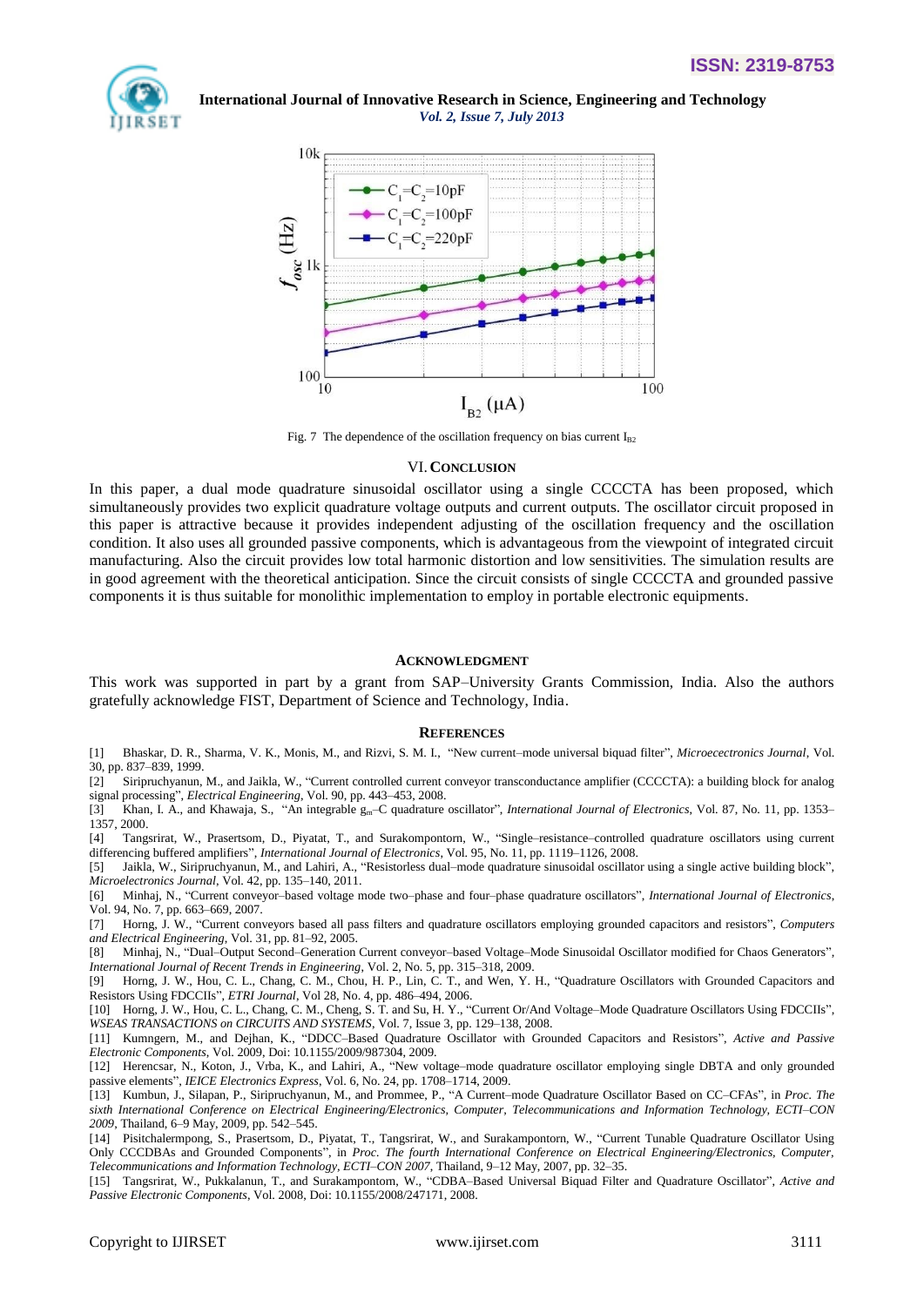Fig. 7 The dependence of the oscillation frequency on bias current $I_{B2}$

## VI. CONCLUSION

In this paper, a dual mode quadrature sinusoidal oscillator using a single CCCCTA has been proposed, which simultaneously provides two explicit quadrature voltage outputs and current outputs. The oscillator circuit proposed in this paper is attractive because it provides independent adjusting of the oscillation frequency and the oscillation condition. It also uses all grounded passive components, which is advantageous from the viewpoint of integrated circuit manufacturing. Also the circuit provides low total harmonic distortion and low sensitivities. The simulation results are in good agreement with the theoretical anticipation. Since the circuit consists of single CCCCTA and grounded passive components it is thus suitable for monolithic implementation to employ in portable electronic equipments.

## ACKNOWLEDGMENT

This work was supported in part by a grant from SAP–University Grants Commission, India. Also the authors gratefully acknowledge FIST, Department of Science and Technology, India.

## REFERENCES

[1] Bhaskar, D. R., Sharma, V. K., Monis, M., and Rizvi, S. M. I., "New current–mode universal biquad filter", *Microecectronics Journal*, Vol. 30, pp. 837–839, 1999.

[2] Siripruchyanun, M., and Jaikla, W., "Current controlled current conveyor transconductance amplifier (CCCCTA): a building block for analog signal processing", *Electrical Engineering*, Vol. 90, pp. 443–453, 2008.

[3] Khan, I. A., and Khawaja, S., "An integrable $g_m$–C quadrature oscillator", *International Journal of Electronics*, Vol. 87, No. 11, pp. 1353–1357, 2000.

[4] Tangsrirat, W., Prasertsom, D., Piyatat, T., and Surakompontorn, W., "Single–resistance–controlled quadrature oscillators using current differencing buffered amplifiers", *International Journal of Electronics*, Vol. 95, No. 11, pp. 1119–1126, 2008.

[5] Jaikla, W., Siripruchyanun, M., and Lahiri, A., "Resistorless dual–mode quadrature sinusoidal oscillator using a single active building block", *Microelectronics Journal*, Vol. 42, pp. 135–140, 2011.

[6] Minhaj, N., "Current conveyor–based voltage mode two–phase and four–phase quadrature oscillators", *International Journal of Electronics*, Vol. 94, No. 7, pp. 663–669, 2007.

[7] Horng, J. W., "Current conveyors based all pass filters and quadrature oscillators employing grounded capacitors and resistors", *Computers and Electrical Engineering*, Vol. 31, pp. 81–92, 2005.

[8] Minhaj, N., "Dual–Output Second–Generation Current conveyor–based Voltage–Mode Sinusoidal Oscillator modified for Chaos Generators", *International Journal of Recent Trends in Engineering*, Vol. 2, No. 5, pp. 315–318, 2009.

[9] Horng, J. W., Hou, C. L., Chang, C. M., Chou, H. P., Lin, C. T., and Wen, Y. H., "Quadrature Oscillators with Grounded Capacitors and Resistors Using FDCCIIs", *ETRI Journal*, Vol 28, No. 4, pp. 486–494, 2006.

[10] Horng, J. W., Hou, C. L., Chang, C. M., Cheng, S. T. and Su, H. Y., "Current Or/And Voltage–Mode Quadrature Oscillators Using FDCCIIs", *WSEAS TRANSACTIONS on CIRCUITS AND SYSTEMS*, Vol. 7, Issue 3, pp. 129–138, 2008.

[11] Kumngern, M., and Dejhan, K., "DDCC–Based Quadrature Oscillator with Grounded Capacitors and Resistors", *Active and Passive Electronic Components*, Vol. 2009, Doi: 10.1155/2009/987304, 2009.

[12] Herencsar, N., Koton, J., Vrba, K., and Lahiri, A., "New voltage–mode quadrature oscillator employing single DBTA and only grounded passive elements", *IEICE Electronics Express*, Vol. 6, No. 24, pp. 1708–1714, 2009.

[13] Kumbun, J., Silapan, P., Siripruchyanun, M., and Prommee, P., "A Current–mode Quadrature Oscillator Based on CC–CFAs", in *Proc. The sixth International Conference on Electrical Engineering/Electronics, Computer, Telecommunications and Information Technology, ECTI–CON 2009*, Thailand, 6–9 May, 2009, pp. 542–545.

[14] Pisitchalermpong, S., Prasertsom, D., Piyatat, T., Tangsrirat, W., and Surakampontorn, W., "Current Tunable Quadrature Oscillator Using Only CCCDBAs and Grounded Components", in *Proc. The fourth International Conference on Electrical Engineering/Electronics, Computer, Telecommunications and Information Technology, ECTI–CON 2007*, Thailand, 9–12 May, 2007, pp. 32–35.

[15] Tangsrirat, W., Pukkalanun, T., and Surakampontorn, W., "CDBA–Based Universal Biquad Filter and Quadrature Oscillator", *Active and Passive Electronic Components*, Vol. 2008, Doi: 10.1155/2008/247171, 2008.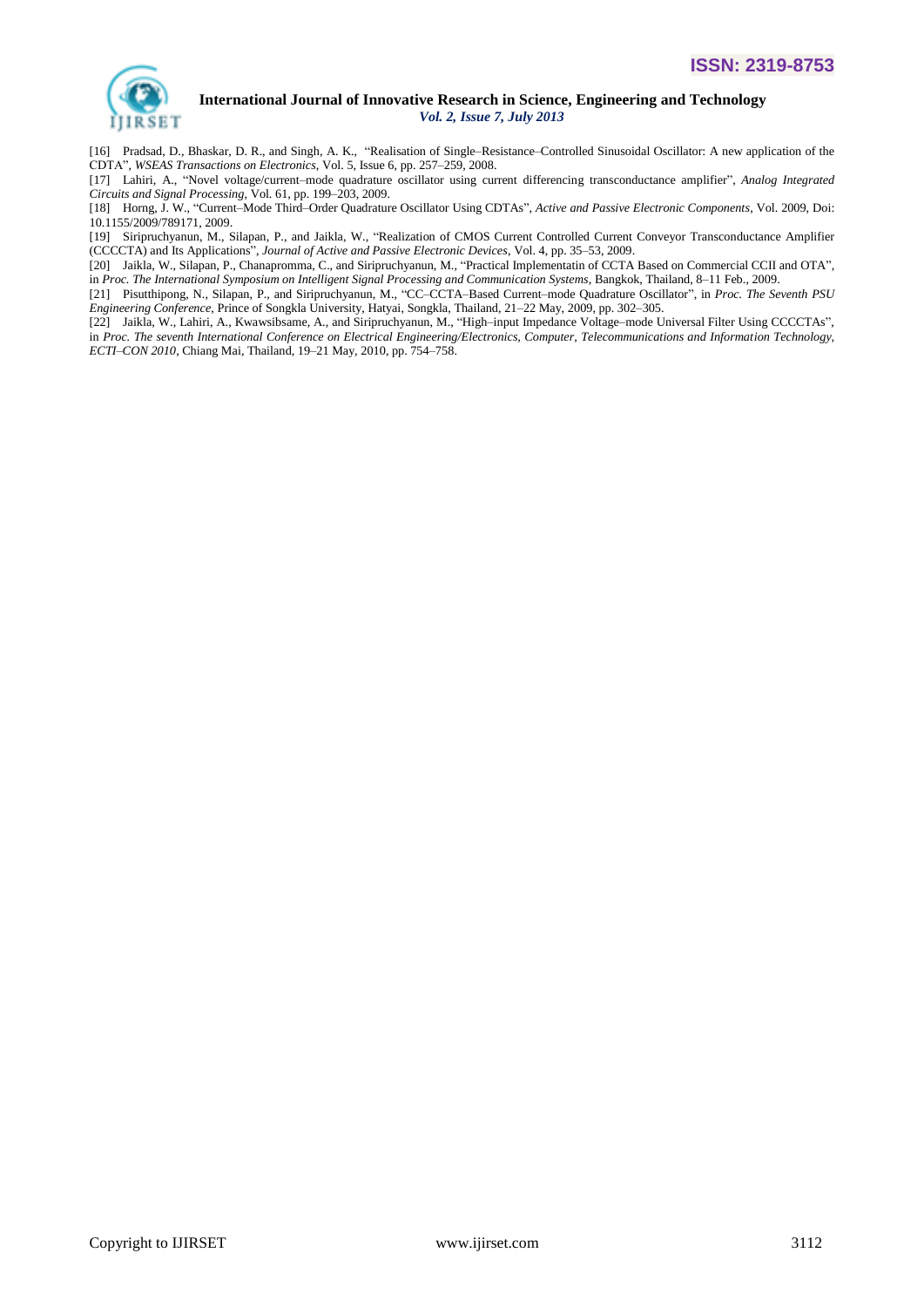[16] Pradsad, D., Bhaskar, D. R., and Singh, A. K., "Realisation of Single–Resistance–Controlled Sinusoidal Oscillator: A new application of the CDTA", *WSEAS Transactions on Electronics*, Vol. 5, Issue 6, pp. 257–259, 2008.

[17] Lahiri, A., "Novel voltage/current–mode quadrature oscillator using current differencing transconductance amplifier", *Analog Integrated Circuits and Signal Processing*, Vol. 61, pp. 199–203, 2009.

[18] Horng, J. W., "Current–Mode Third–Order Quadrature Oscillator Using CDTAs", *Active and Passive Electronic Components*, Vol. 2009, Doi: 10.1155/2009/789171, 2009.

[19] Siripruchyanun, M., Silapan, P., and Jaikla, W., "Realization of CMOS Current Controlled Current Conveyor Transconductance Amplifier (CCCCTA) and Its Applications", *Journal of Active and Passive Electronic Devices*, Vol. 4, pp. 35–53, 2009.

[20] Jaikla, W., Silapan, P., Chanapromma, C., and Siripruchyanun, M., "Practical Implementatin of CCTA Based on Commercial CCII and OTA", in *Proc. The International Symposium on Intelligent Signal Processing and Communication Systems*, Bangkok, Thailand, 8–11 Feb., 2009.

[21] Pisutthipong, N., Silapan, P., and Siripruchyanun, M., "CC–CCTA–Based Current–mode Quadrature Oscillator", in *Proc. The Seventh PSU Engineering Conference*, Prince of Songkla University, Hatyai, Songkla, Thailand, 21–22 May, 2009, pp. 302–305.

[22] Jaikla, W., Lahiri, A., Kwawsibsame, A., and Siripruchyanun, M., "High–input Impedance Voltage–mode Universal Filter Using CCCCTAs", in *Proc. The seventh International Conference on Electrical Engineering/Electronics, Computer, Telecommunications and Information Technology, ECTI–CON 2010*, Chiang Mai, Thailand, 19–21 May, 2010, pp. 754–758.